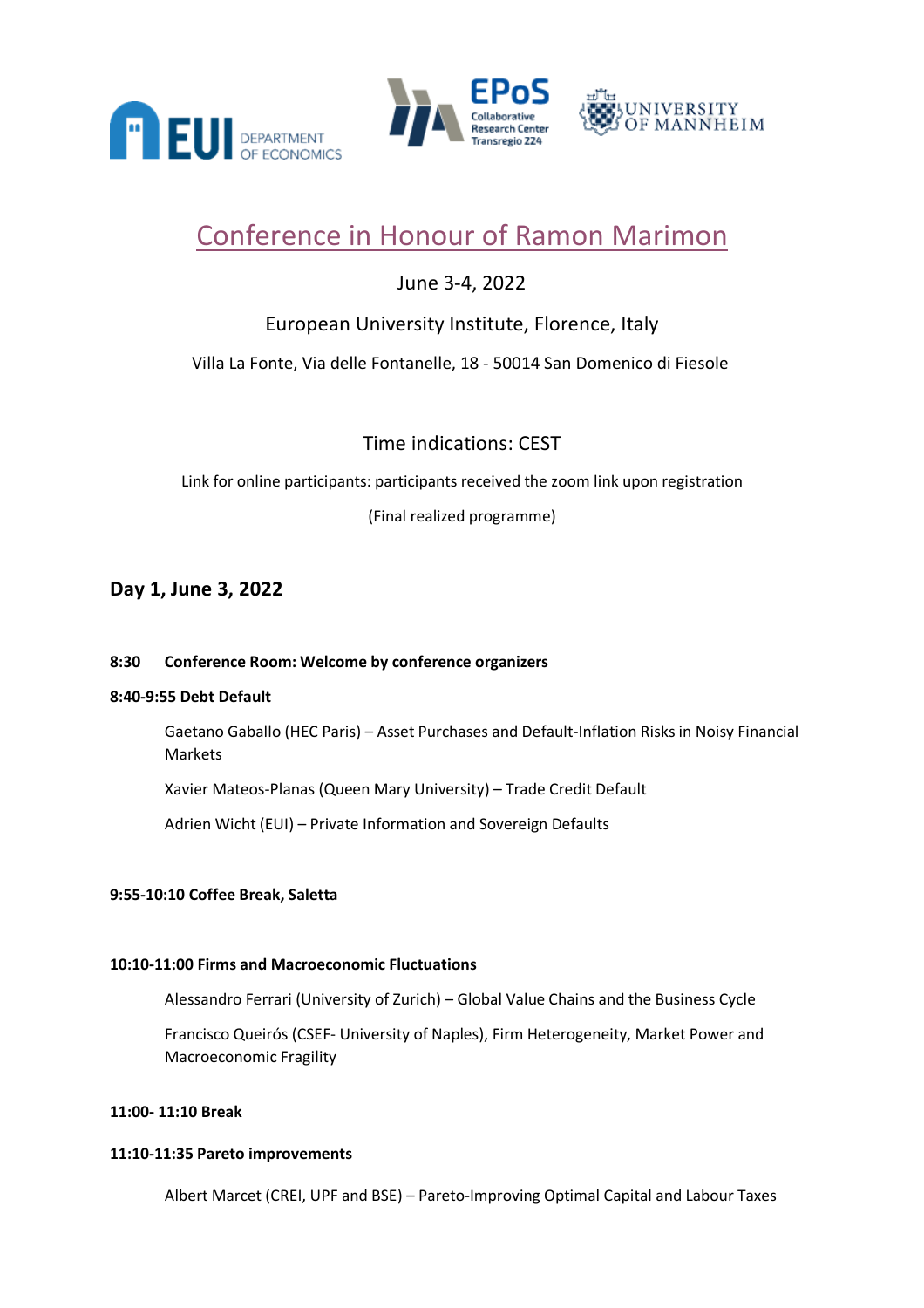# Conference in Honour of Ramon Marimon

June 3-4, 2022

European University Institute, Florence, Italy

Villa La Fonte, Via delle Fontanelle, 18 - 50014 San Domenico di Fiesole

Time indications: CEST

Link for online participants: participants received the zoom link upon registration

(Final realized programme)

## Day 1, June 3, 2022

**8:30 Conference Room: Welcome by conference organizers**

**8:40-9:55 Debt Default**

Gaetano Gaballo (HEC Paris) – Asset Purchases and Default-Inflation Risks in Noisy Financial Markets

Xavier Mateos-Planas (Queen Mary University) – Trade Credit Default

Adrien Wicht (EUI) – Private Information and Sovereign Defaults

**9:55-10:10 Coffee Break, Saletta**

**10:10-11:00 Firms and Macroeconomic Fluctuations**

Alessandro Ferrari (University of Zurich) – Global Value Chains and the Business Cycle

Francisco Queirós (CSEF- University of Naples), Firm Heterogeneity, Market Power and Macroeconomic Fragility

**11:00- 11:10 Break**

**11:10-11:35 Pareto improvements**

Albert Marcet (CREI, UPF and BSE) – Pareto-Improving Optimal Capital and Labour Taxes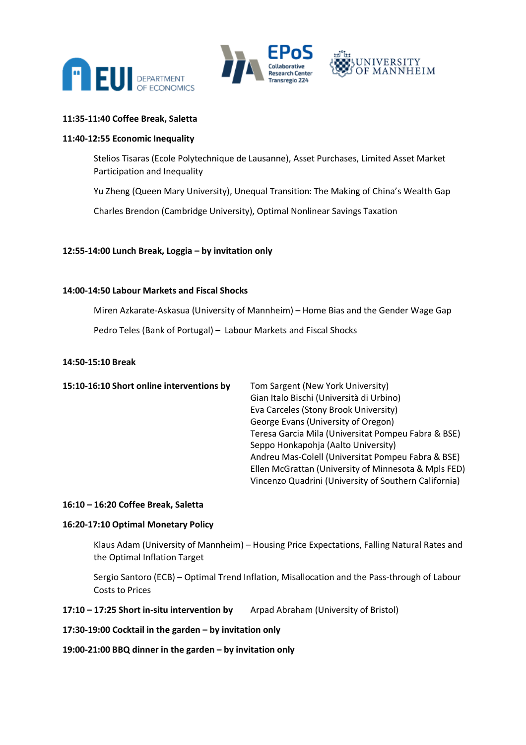**11:35-11:40 Coffee Break, Saletta**

**11:40-12:55 Economic Inequality**

Stelios Tisaras (Ecole Polytechnique de Lausanne), Asset Purchases, Limited Asset Market Participation and Inequality

Yu Zheng (Queen Mary University), Unequal Transition: The Making of China's Wealth Gap

Charles Brendon (Cambridge University), Optimal Nonlinear Savings Taxation

**12:55-14:00 Lunch Break, Loggia – by invitation only**

**14:00-14:50 Labour Markets and Fiscal Shocks**

Miren Azkarate-Askasua (University of Mannheim) – Home Bias and the Gender Wage Gap

Pedro Teles (Bank of Portugal) – Labour Markets and Fiscal Shocks

**14:50-15:10 Break**

**15:10-16:10 Short online interventions by**

Tom Sargent (New York University)
Gian Italo Bischi (Università di Urbino)
Eva Carceles (Stony Brook University)
George Evans (University of Oregon)
Teresa Garcia Mila (Universitat Pompeu Fabra & BSE)
Seppo Honkapohja (Aalto University)
Andreu Mas-Colell (Universitat Pompeu Fabra & BSE)
Ellen McGrattan (University of Minnesota & Mpls FED)
Vincenzo Quadrini (University of Southern California)

**16:10 – 16:20 Coffee Break, Saletta**

**16:20-17:10 Optimal Monetary Policy**

Klaus Adam (University of Mannheim) – Housing Price Expectations, Falling Natural Rates and the Optimal Inflation Target

Sergio Santoro (ECB) – Optimal Trend Inflation, Misallocation and the Pass-through of Labour Costs to Prices

**17:10 – 17:25 Short in-situ intervention by** Arpad Abraham (University of Bristol)

**17:30-19:00 Cocktail in the garden – by invitation only**

**19:00-21:00 BBQ dinner in the garden – by invitation only**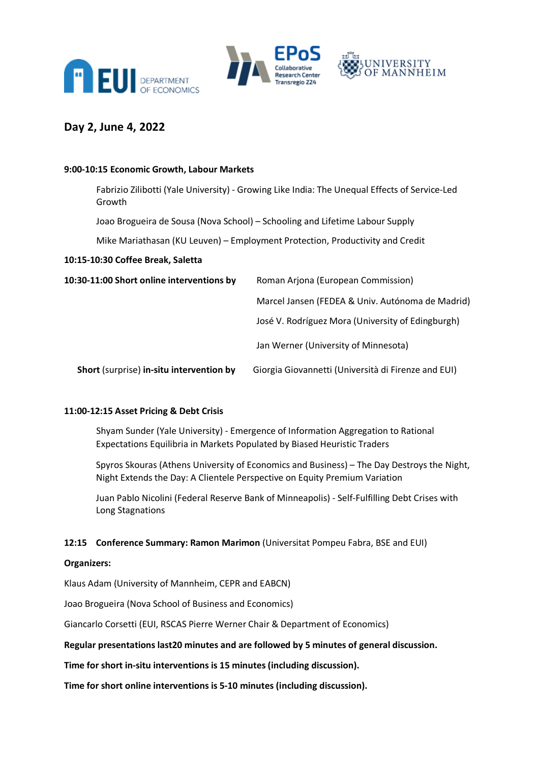## Day 2, June 4, 2022

**9:00-10:15 Economic Growth, Labour Markets**

Fabrizio Zilibotti (Yale University) - Growing Like India: The Unequal Effects of Service-Led Growth

Joao Brogueira de Sousa (Nova School) – Schooling and Lifetime Labour Supply

Mike Mariathasan (KU Leuven) – Employment Protection, Productivity and Credit

**10:15-10:30 Coffee Break, Saletta**

**10:30-11:00 Short online interventions by**

Roman Arjona (European Commission)

Marcel Jansen (FEDEA & Univ. Autónoma de Madrid)

José V. Rodríguez Mora (University of Edingburgh)

Jan Werner (University of Minnesota)

**Short** (surprise) **in-situ intervention by** Giorgia Giovannetti (Università di Firenze and EUI)

**11:00-12:15 Asset Pricing & Debt Crisis**

Shyam Sunder (Yale University) - Emergence of Information Aggregation to Rational Expectations Equilibria in Markets Populated by Biased Heuristic Traders

Spyros Skouras (Athens University of Economics and Business) – The Day Destroys the Night, Night Extends the Day: A Clientele Perspective on Equity Premium Variation

Juan Pablo Nicolini (Federal Reserve Bank of Minneapolis) - Self-Fulfilling Debt Crises with Long Stagnations

**12:15 Conference Summary: Ramon Marimon** (Universitat Pompeu Fabra, BSE and EUI)

**Organizers:**

Klaus Adam (University of Mannheim, CEPR and EABCN)

Joao Brogueira (Nova School of Business and Economics)

Giancarlo Corsetti (EUI, RSCAS Pierre Werner Chair & Department of Economics)

**Regular presentations last20 minutes and are followed by 5 minutes of general discussion.**

**Time for short in-situ interventions is 15 minutes (including discussion).**

**Time for short online interventions is 5-10 minutes (including discussion).**